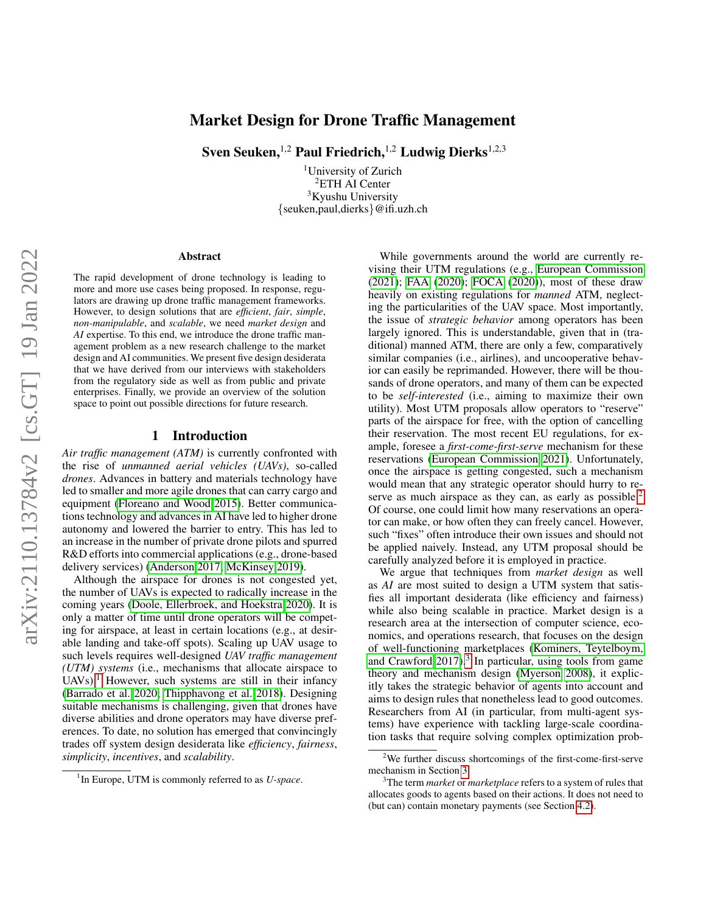# Market Design for Drone Traffic Management

**Sven Seuken,**[1,2] **Paul Friedrich,**[1,2] **Ludwig Dierks**[1,2,3]

[1]University of Zurich
[2]ETH AI Center
[3]Kyushu University
{seuken,paul,dierks}@ifi.uzh.ch

## Abstract

The rapid development of drone technology is leading to more and more use cases being proposed. In response, regulators are drawing up drone traffic management frameworks. However, to design solutions that are *efficient*, *fair*, *simple*, *non-manipulable*, and *scalable*, we need *market design* and *AI* expertise. To this end, we introduce the drone traffic management problem as a new research challenge to the market design and AI communities. We present five design desiderata that we have derived from our interviews with stakeholders from the regulatory side as well as from public and private enterprises. Finally, we provide an overview of the solution space to point out possible directions for future research.

## 1 Introduction

*Air traffic management (ATM)* is currently confronted with the rise of *unmanned aerial vehicles (UAVs)*, so-called *drones*. Advances in battery and materials technology have led to smaller and more agile drones that can carry cargo and equipment (Floreano and Wood 2015). Better communications technology and advances in AI have led to higher drone autonomy and lowered the barrier to entry. This has led to an increase in the number of private drone pilots and spurred R&D efforts into commercial applications (e.g., drone-based delivery services) (Anderson 2017; McKinsey 2019).

Although the airspace for drones is not congested yet, the number of UAVs is expected to radically increase in the coming years (Doole, Ellerbroek, and Hoekstra 2020). It is only a matter of time until drone operators will be competing for airspace, at least in certain locations (e.g., at desirable landing and take-off spots). Scaling up UAV usage to such levels requires well-designed *UAV traffic management (UTM) systems* (i.e., mechanisms that allocate airspace to UAVs).[1] However, such systems are still in their infancy (Barrado et al. 2020; Thipphavong et al. 2018). Designing suitable mechanisms is challenging, given that drones have diverse abilities and drone operators may have diverse preferences. To date, no solution has emerged that convincingly trades off system design desiderata like *efficiency*, *fairness*, *simplicity*, *incentives*, and *scalability*.

While governments around the world are currently revising their UTM regulations (e.g., European Commission (2021); FAA (2020); FOCA (2020)), most of these draw heavily on existing regulations for *manned* ATM, neglecting the particularities of the UAV space. Most importantly, the issue of *strategic behavior* among operators has been largely ignored. This is understandable, given that in (traditional) manned ATM, there are only a few, comparatively similar companies (i.e., airlines), and uncooperative behavior can easily be reprimanded. However, there will be thousands of drone operators, and many of them can be expected to be *self-interested* (i.e., aiming to maximize their own utility). Most UTM proposals allow operators to "reserve" parts of the airspace for free, with the option of cancelling their reservation. The most recent EU regulations, for example, foresee a *first-come-first-serve* mechanism for these reservations (European Commission 2021). Unfortunately, once the airspace is getting congested, such a mechanism would mean that any strategic operator should hurry to reserve as much airspace as they can, as early as possible.[2] Of course, one could limit how many reservations an operator can make, or how often they can freely cancel. However, such "fixes" often introduce their own issues and should not be applied naively. Instead, any UTM proposal should be carefully analyzed before it is employed in practice.

We argue that techniques from *market design* as well as *AI* are most suited to design a UTM system that satisfies all important desiderata (like efficiency and fairness) while also being scalable in practice. Market design is a research area at the intersection of computer science, economics, and operations research, that focuses on the design of well-functioning marketplaces (Kominers, Teytelboym, and Crawford 2017).[3] In particular, using tools from game theory and mechanism design (Myerson 2008), it explicitly takes the strategic behavior of agents into account and aims to design rules that nonetheless lead to good outcomes. Researchers from AI (in particular, from multi-agent systems) have experience with tackling large-scale coordination tasks that require solving complex optimization prob-

[1]In Europe, UTM is commonly referred to as *U-space*.

[2]We further discuss shortcomings of the first-come-first-serve mechanism in Section 3.

[3]The term *market* or *marketplace* refers to a system of rules that allocates goods to agents based on their actions. It does not need to (but can) contain monetary payments (see Section 4.2).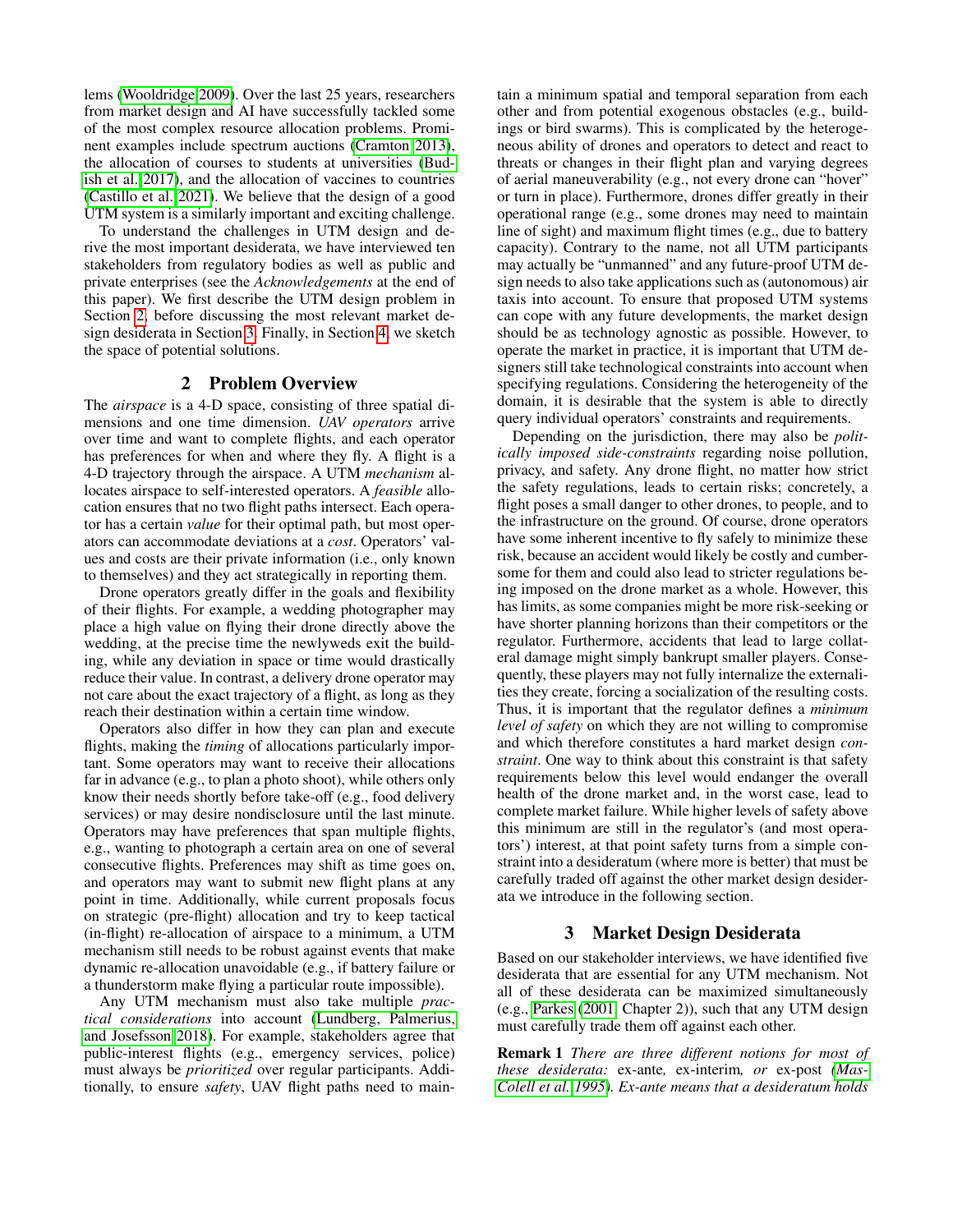lems (Wooldridge 2009). Over the last 25 years, researchers from market design and AI have successfully tackled some of the most complex resource allocation problems. Prominent examples include spectrum auctions (Cramton 2013), the allocation of courses to students at universities (Budish et al. 2017), and the allocation of vaccines to countries (Castillo et al. 2021). We believe that the design of a good UTM system is a similarly important and exciting challenge.

To understand the challenges in UTM design and derive the most important desiderata, we have interviewed ten stakeholders from regulatory bodies as well as public and private enterprises (see the *Acknowledgements* at the end of this paper). We first describe the UTM design problem in Section 2, before discussing the most relevant market design desiderata in Section 3. Finally, in Section 4, we sketch the space of potential solutions.

## 2 Problem Overview

The *airspace* is a 4-D space, consisting of three spatial dimensions and one time dimension. *UAV operators* arrive over time and want to complete flights, and each operator has preferences for when and where they fly. A flight is a 4-D trajectory through the airspace. A UTM *mechanism* allocates airspace to self-interested operators. A *feasible* allocation ensures that no two flight paths intersect. Each operator has a certain *value* for their optimal path, but most operators can accommodate deviations at a *cost*. Operators' values and costs are their private information (i.e., only known to themselves) and they act strategically in reporting them.

Drone operators greatly differ in the goals and flexibility of their flights. For example, a wedding photographer may place a high value on flying their drone directly above the wedding, at the precise time the newlyweds exit the building, while any deviation in space or time would drastically reduce their value. In contrast, a delivery drone operator may not care about the exact trajectory of a flight, as long as they reach their destination within a certain time window.

Operators also differ in how they can plan and execute flights, making the *timing* of allocations particularly important. Some operators may want to receive their allocations far in advance (e.g., to plan a photo shoot), while others only know their needs shortly before take-off (e.g., food delivery services) or may desire nondisclosure until the last minute. Operators may have preferences that span multiple flights, e.g., wanting to photograph a certain area on one of several consecutive flights. Preferences may shift as time goes on, and operators may want to submit new flight plans at any point in time. Additionally, while current proposals focus on strategic (pre-flight) allocation and try to keep tactical (in-flight) re-allocation of airspace to a minimum, a UTM mechanism still needs to be robust against events that make dynamic re-allocation unavoidable (e.g., if battery failure or a thunderstorm make flying a particular route impossible).

Any UTM mechanism must also take multiple *practical considerations* into account (Lundberg, Palmerius, and Josefsson 2018). For example, stakeholders agree that public-interest flights (e.g., emergency services, police) must always be *prioritized* over regular participants. Additionally, to ensure *safety*, UAV flight paths need to maintain a minimum spatial and temporal separation from each other and from potential exogenous obstacles (e.g., buildings or bird swarms). This is complicated by the heterogeneous ability of drones and operators to detect and react to threats or changes in their flight plan and varying degrees of aerial maneuverability (e.g., not every drone can "hover" or turn in place). Furthermore, drones differ greatly in their operational range (e.g., some drones may need to maintain line of sight) and maximum flight times (e.g., due to battery capacity). Contrary to the name, not all UTM participants may actually be "unmanned" and any future-proof UTM design needs to also take applications such as (autonomous) air taxis into account. To ensure that proposed UTM systems can cope with any future developments, the market design should be as technology agnostic as possible. However, to operate the market in practice, it is important that UTM designers still take technological constraints into account when specifying regulations. Considering the heterogeneity of the domain, it is desirable that the system is able to directly query individual operators' constraints and requirements.

Depending on the jurisdiction, there may also be *politically imposed side-constraints* regarding noise pollution, privacy, and safety. Any drone flight, no matter how strict the safety regulations, leads to certain risks; concretely, a flight poses a small danger to other drones, to people, and to the infrastructure on the ground. Of course, drone operators have some inherent incentive to fly safely to minimize these risk, because an accident would likely be costly and cumbersome for them and could also lead to stricter regulations being imposed on the drone market as a whole. However, this has limits, as some companies might be more risk-seeking or have shorter planning horizons than their competitors or the regulator. Furthermore, accidents that lead to large collateral damage might simply bankrupt smaller players. Consequently, these players may not fully internalize the externalities they create, forcing a socialization of the resulting costs. Thus, it is important that the regulator defines a *minimum level of safety* on which they are not willing to compromise and which therefore constitutes a hard market design *constraint*. One way to think about this constraint is that safety requirements below this level would endanger the overall health of the drone market and, in the worst case, lead to complete market failure. While higher levels of safety above this minimum are still in the regulator's (and most operators') interest, at that point safety turns from a simple constraint into a desideratum (where more is better) that must be carefully traded off against the other market design desiderata we introduce in the following section.

## 3 Market Design Desiderata

Based on our stakeholder interviews, we have identified five desiderata that are essential for any UTM mechanism. Not all of these desiderata can be maximized simultaneously (e.g., Parkes (2001, Chapter 2)), such that any UTM design must carefully trade them off against each other.

**Remark 1** *There are three different notions for most of these desiderata:* ex-ante*,* ex-interim*, or* ex-post *(Mas-Colell et al. 1995). Ex-ante means that a desideratum holds*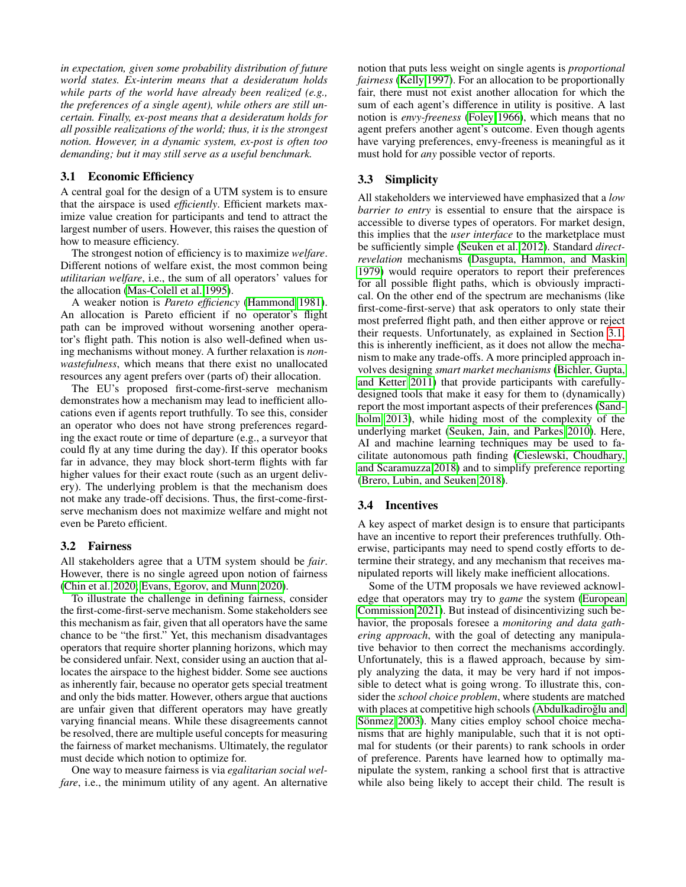*in expectation, given some probability distribution of future world states. Ex-interim means that a desideratum holds while parts of the world have already been realized (e.g., the preferences of a single agent), while others are still uncertain. Finally, ex-post means that a desideratum holds for all possible realizations of the world; thus, it is the strongest notion. However, in a dynamic system, ex-post is often too demanding; but it may still serve as a useful benchmark.*

### 3.1 Economic Efficiency

A central goal for the design of a UTM system is to ensure that the airspace is used *efficiently*. Efficient markets maximize value creation for participants and tend to attract the largest number of users. However, this raises the question of how to measure efficiency.

The strongest notion of efficiency is to maximize *welfare*. Different notions of welfare exist, the most common being *utilitarian welfare*, i.e., the sum of all operators' values for the allocation (Mas-Colell et al. 1995).

A weaker notion is *Pareto efficiency* (Hammond 1981). An allocation is Pareto efficient if no operator's flight path can be improved without worsening another operator's flight path. This notion is also well-defined when using mechanisms without money. A further relaxation is *non-wastefulness*, which means that there exist no unallocated resources any agent prefers over (parts of) their allocation.

The EU's proposed first-come-first-serve mechanism demonstrates how a mechanism may lead to inefficient allocations even if agents report truthfully. To see this, consider an operator who does not have strong preferences regarding the exact route or time of departure (e.g., a surveyor that could fly at any time during the day). If this operator books far in advance, they may block short-term flights with far higher values for their exact route (such as an urgent delivery). The underlying problem is that the mechanism does not make any trade-off decisions. Thus, the first-come-first-serve mechanism does not maximize welfare and might not even be Pareto efficient.

### 3.2 Fairness

All stakeholders agree that a UTM system should be *fair*. However, there is no single agreed upon notion of fairness (Chin et al. 2020; Evans, Egorov, and Munn 2020).

To illustrate the challenge in defining fairness, consider the first-come-first-serve mechanism. Some stakeholders see this mechanism as fair, given that all operators have the same chance to be "the first." Yet, this mechanism disadvantages operators that require shorter planning horizons, which may be considered unfair. Next, consider using an auction that allocates the airspace to the highest bidder. Some see auctions as inherently fair, because no operator gets special treatment and only the bids matter. However, others argue that auctions are unfair given that different operators may have greatly varying financial means. While these disagreements cannot be resolved, there are multiple useful concepts for measuring the fairness of market mechanisms. Ultimately, the regulator must decide which notion to optimize for.

One way to measure fairness is via *egalitarian social welfare*, i.e., the minimum utility of any agent. An alternative notion that puts less weight on single agents is *proportional fairness* (Kelly 1997). For an allocation to be proportionally fair, there must not exist another allocation for which the sum of each agent's difference in utility is positive. A last notion is *envy-freeness* (Foley 1966), which means that no agent prefers another agent's outcome. Even though agents have varying preferences, envy-freeness is meaningful as it must hold for *any* possible vector of reports.

### 3.3 Simplicity

All stakeholders we interviewed have emphasized that a *low barrier to entry* is essential to ensure that the airspace is accessible to diverse types of operators. For market design, this implies that the *user interface* to the marketplace must be sufficiently simple (Seuken et al. 2012). Standard *direct-revelation* mechanisms (Dasgupta, Hammon, and Maskin 1979) would require operators to report their preferences for all possible flight paths, which is obviously impractical. On the other end of the spectrum are mechanisms (like first-come-first-serve) that ask operators to only state their most preferred flight path, and then either approve or reject their requests. Unfortunately, as explained in Section 3.1, this is inherently inefficient, as it does not allow the mechanism to make any trade-offs. A more principled approach involves designing *smart market mechanisms* (Bichler, Gupta, and Ketter 2011) that provide participants with carefully-designed tools that make it easy for them to (dynamically) report the most important aspects of their preferences (Sandholm 2013), while hiding most of the complexity of the underlying market (Seuken, Jain, and Parkes 2010). Here, AI and machine learning techniques may be used to facilitate autonomous path finding (Cieslewski, Choudhary, and Scaramuzza 2018) and to simplify preference reporting (Brero, Lubin, and Seuken 2018).

### 3.4 Incentives

A key aspect of market design is to ensure that participants have an incentive to report their preferences truthfully. Otherwise, participants may need to spend costly efforts to determine their strategy, and any mechanism that receives manipulated reports will likely make inefficient allocations.

Some of the UTM proposals we have reviewed acknowledge that operators may try to *game* the system (European Commission 2021). But instead of disincentivizing such behavior, the proposals foresee a *monitoring and data gathering approach*, with the goal of detecting any manipulative behavior to then correct the mechanisms accordingly. Unfortunately, this is a flawed approach, because by simply analyzing the data, it may be very hard if not impossible to detect what is going wrong. To illustrate this, consider the *school choice problem*, where students are matched with places at competitive high schools (Abdulkadiroğlu and Sönmez 2003). Many cities employ school choice mechanisms that are highly manipulable, such that it is not optimal for students (or their parents) to rank schools in order of preference. Parents have learned how to optimally manipulate the system, ranking a school first that is attractive while also being likely to accept their child. The result is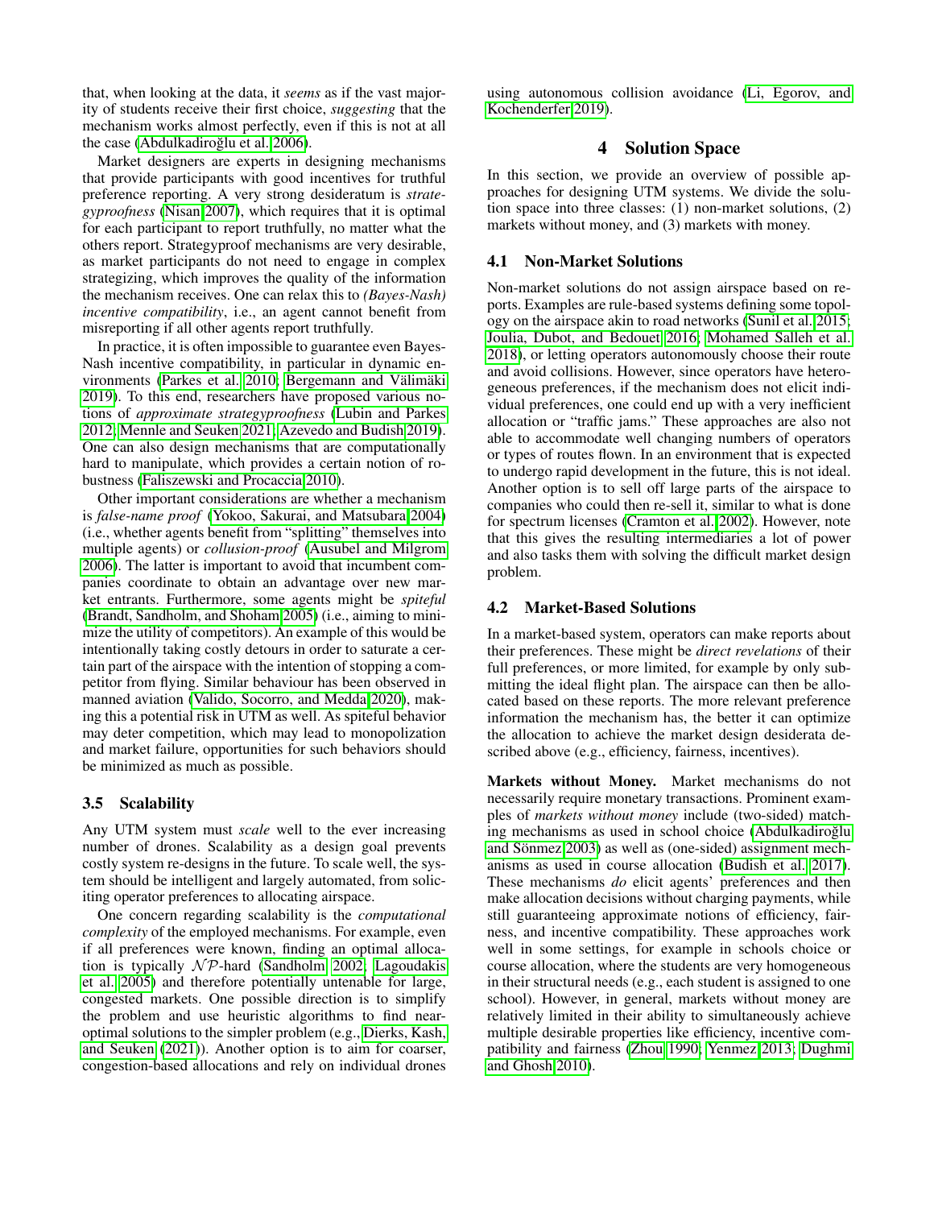that, when looking at the data, it *seems* as if the vast majority of students receive their first choice, *suggesting* that the mechanism works almost perfectly, even if this is not at all the case (Abdulkadiroğlu et al. 2006).

Market designers are experts in designing mechanisms that provide participants with good incentives for truthful preference reporting. A very strong desideratum is *strategyproofness* (Nisan 2007), which requires that it is optimal for each participant to report truthfully, no matter what the others report. Strategyproof mechanisms are very desirable, as market participants do not need to engage in complex strategizing, which improves the quality of the information the mechanism receives. One can relax this to *(Bayes-Nash) incentive compatibility*, i.e., an agent cannot benefit from misreporting if all other agents report truthfully.

In practice, it is often impossible to guarantee even Bayes-Nash incentive compatibility, in particular in dynamic environments (Parkes et al. 2010; Bergemann and Välimäki 2019). To this end, researchers have proposed various notions of *approximate strategyproofness* (Lubin and Parkes 2012; Mennle and Seuken 2021; Azevedo and Budish 2019). One can also design mechanisms that are computationally hard to manipulate, which provides a certain notion of robustness (Faliszewski and Procaccia 2010).

Other important considerations are whether a mechanism is *false-name proof* (Yokoo, Sakurai, and Matsubara 2004) (i.e., whether agents benefit from "splitting" themselves into multiple agents) or *collusion-proof* (Ausubel and Milgrom 2006). The latter is important to avoid that incumbent companies coordinate to obtain an advantage over new market entrants. Furthermore, some agents might be *spiteful* (Brandt, Sandholm, and Shoham 2005) (i.e., aiming to minimize the utility of competitors). An example of this would be intentionally taking costly detours in order to saturate a certain part of the airspace with the intention of stopping a competitor from flying. Similar behaviour has been observed in manned aviation (Valido, Socorro, and Medda 2020), making this a potential risk in UTM as well. As spiteful behavior may deter competition, which may lead to monopolization and market failure, opportunities for such behaviors should be minimized as much as possible.

### 3.5 Scalability

Any UTM system must *scale* well to the ever increasing number of drones. Scalability as a design goal prevents costly system re-designs in the future. To scale well, the system should be intelligent and largely automated, from soliciting operator preferences to allocating airspace.

One concern regarding scalability is the *computational complexity* of the employed mechanisms. For example, even if all preferences were known, finding an optimal allocation is typically $\mathcal{NP}$-hard (Sandholm 2002; Lagoudakis et al. 2005) and therefore potentially untenable for large, congested markets. One possible direction is to simplify the problem and use heuristic algorithms to find near-optimal solutions to the simpler problem (e.g., Dierks, Kash, and Seuken (2021)). Another option is to aim for coarser, congestion-based allocations and rely on individual drones using autonomous collision avoidance (Li, Egorov, and Kochenderfer 2019).

## 4 Solution Space

In this section, we provide an overview of possible approaches for designing UTM systems. We divide the solution space into three classes: (1) non-market solutions, (2) markets without money, and (3) markets with money.

### 4.1 Non-Market Solutions

Non-market solutions do not assign airspace based on reports. Examples are rule-based systems defining some topology on the airspace akin to road networks (Sunil et al. 2015; Joulia, Dubot, and Bedouet 2016; Mohamed Salleh et al. 2018), or letting operators autonomously choose their route and avoid collisions. However, since operators have heterogeneous preferences, if the mechanism does not elicit individual preferences, one could end up with a very inefficient allocation or "traffic jams." These approaches are also not able to accommodate well changing numbers of operators or types of routes flown. In an environment that is expected to undergo rapid development in the future, this is not ideal. Another option is to sell off large parts of the airspace to companies who could then re-sell it, similar to what is done for spectrum licenses (Cramton et al. 2002). However, note that this gives the resulting intermediaries a lot of power and also tasks them with solving the difficult market design problem.

### 4.2 Market-Based Solutions

In a market-based system, operators can make reports about their preferences. These might be *direct revelations* of their full preferences, or more limited, for example by only submitting the ideal flight plan. The airspace can then be allocated based on these reports. The more relevant preference information the mechanism has, the better it can optimize the allocation to achieve the market design desiderata described above (e.g., efficiency, fairness, incentives).

**Markets without Money.** Market mechanisms do not necessarily require monetary transactions. Prominent examples of *markets without money* include (two-sided) matching mechanisms as used in school choice (Abdulkadiroğlu and Sönmez 2003) as well as (one-sided) assignment mechanisms as used in course allocation (Budish et al. 2017). These mechanisms *do* elicit agents' preferences and then make allocation decisions without charging payments, while still guaranteeing approximate notions of efficiency, fairness, and incentive compatibility. These approaches work well in some settings, for example in schools choice or course allocation, where the students are very homogeneous in their structural needs (e.g., each student is assigned to one school). However, in general, markets without money are relatively limited in their ability to simultaneously achieve multiple desirable properties like efficiency, incentive compatibility and fairness (Zhou 1990; Yenmez 2013; Dughmi and Ghosh 2010).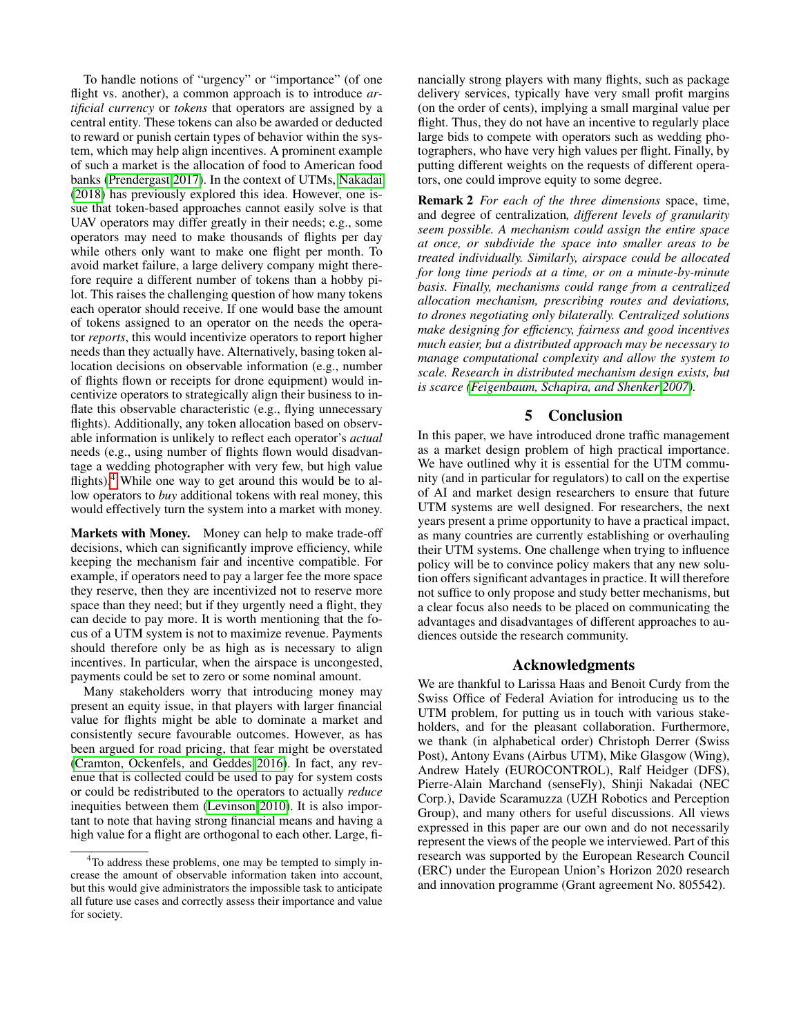To handle notions of "urgency" or "importance" (of one flight vs. another), a common approach is to introduce *artificial currency* or *tokens* that operators are assigned by a central entity. These tokens can also be awarded or deducted to reward or punish certain types of behavior within the system, which may help align incentives. A prominent example of such a market is the allocation of food to American food banks (Prendergast 2017). In the context of UTMs, Nakadai (2018) has previously explored this idea. However, one issue that token-based approaches cannot easily solve is that UAV operators may differ greatly in their needs; e.g., some operators may need to make thousands of flights per day while others only want to make one flight per month. To avoid market failure, a large delivery company might therefore require a different number of tokens than a hobby pilot. This raises the challenging question of how many tokens each operator should receive. If one would base the amount of tokens assigned to an operator on the needs the operator *reports*, this would incentivize operators to report higher needs than they actually have. Alternatively, basing token allocation decisions on observable information (e.g., number of flights flown or receipts for drone equipment) would incentivize operators to strategically align their business to inflate this observable characteristic (e.g., flying unnecessary flights). Additionally, any token allocation based on observable information is unlikely to reflect each operator's *actual* needs (e.g., using number of flights flown would disadvantage a wedding photographer with very few, but high value flights).[4] While one way to get around this would be to allow operators to *buy* additional tokens with real money, this would effectively turn the system into a market with money.

**Markets with Money.** Money can help to make trade-off decisions, which can significantly improve efficiency, while keeping the mechanism fair and incentive compatible. For example, if operators need to pay a larger fee the more space they reserve, then they are incentivized not to reserve more space than they need; but if they urgently need a flight, they can decide to pay more. It is worth mentioning that the focus of a UTM system is not to maximize revenue. Payments should therefore only be as high as is necessary to align incentives. In particular, when the airspace is uncongested, payments could be set to zero or some nominal amount.

Many stakeholders worry that introducing money may present an equity issue, in that players with larger financial value for flights might be able to dominate a market and consistently secure favourable outcomes. However, as has been argued for road pricing, that fear might be overstated (Cramton, Ockenfels, and Geddes 2016). In fact, any revenue that is collected could be used to pay for system costs or could be redistributed to the operators to actually *reduce* inequities between them (Levinson 2010). It is also important to note that having strong financial means and having a high value for a flight are orthogonal to each other. Large, financially strong players with many flights, such as package delivery services, typically have very small profit margins (on the order of cents), implying a small marginal value per flight. Thus, they do not have an incentive to regularly place large bids to compete with operators such as wedding photographers, who have very high values per flight. Finally, by putting different weights on the requests of different operators, one could improve equity to some degree.

**Remark 2** *For each of the three dimensions* space, time, and degree of centralization*, different levels of granularity seem possible. A mechanism could assign the entire space at once, or subdivide the space into smaller areas to be treated individually. Similarly, airspace could be allocated for long time periods at a time, or on a minute-by-minute basis. Finally, mechanisms could range from a centralized allocation mechanism, prescribing routes and deviations, to drones negotiating only bilaterally. Centralized solutions make designing for efficiency, fairness and good incentives much easier, but a distributed approach may be necessary to manage computational complexity and allow the system to scale. Research in distributed mechanism design exists, but is scarce (Feigenbaum, Schapira, and Shenker 2007).*

## 5 Conclusion

In this paper, we have introduced drone traffic management as a market design problem of high practical importance. We have outlined why it is essential for the UTM community (and in particular for regulators) to call on the expertise of AI and market design researchers to ensure that future UTM systems are well designed. For researchers, the next years present a prime opportunity to have a practical impact, as many countries are currently establishing or overhauling their UTM systems. One challenge when trying to influence policy will be to convince policy makers that any new solution offers significant advantages in practice. It will therefore not suffice to only propose and study better mechanisms, but a clear focus also needs to be placed on communicating the advantages and disadvantages of different approaches to audiences outside the research community.

## Acknowledgments

We are thankful to Larissa Haas and Benoit Curdy from the Swiss Office of Federal Aviation for introducing us to the UTM problem, for putting us in touch with various stakeholders, and for the pleasant collaboration. Furthermore, we thank (in alphabetical order) Christoph Derrer (Swiss Post), Antony Evans (Airbus UTM), Mike Glasgow (Wing), Andrew Hately (EUROCONTROL), Ralf Heidger (DFS), Pierre-Alain Marchand (senseFly), Shinji Nakadai (NEC Corp.), Davide Scaramuzza (UZH Robotics and Perception Group), and many others for useful discussions. All views expressed in this paper are our own and do not necessarily represent the views of the people we interviewed. Part of this research was supported by the European Research Council (ERC) under the European Union's Horizon 2020 research and innovation programme (Grant agreement No. 805542).

---

[4] To address these problems, one may be tempted to simply increase the amount of observable information taken into account, but this would give administrators the impossible task to anticipate all future use cases and correctly assess their importance and value for society.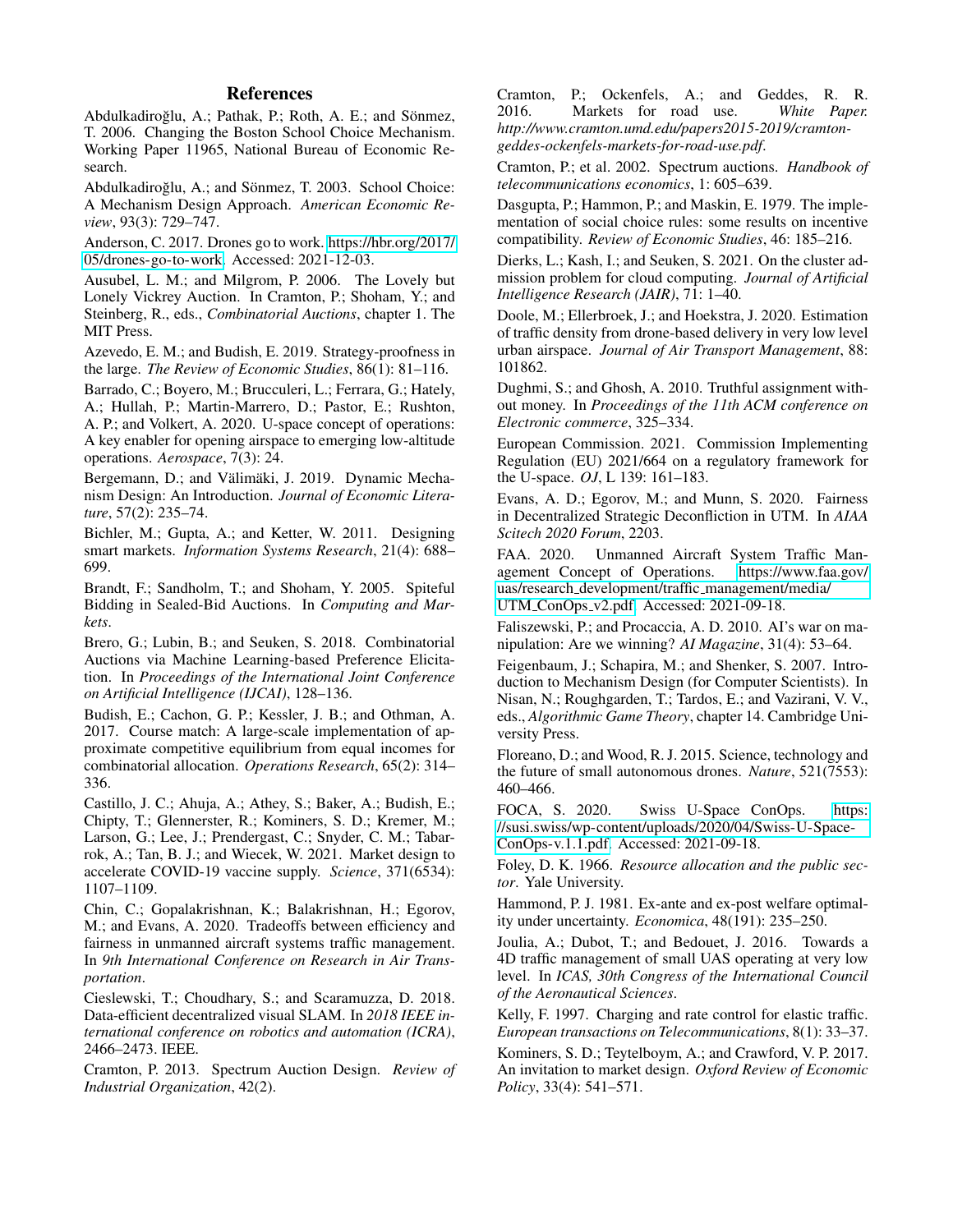## References

Abdulkadiroğlu, A.; Pathak, P.; Roth, A. E.; and Sönmez, T. 2006. Changing the Boston School Choice Mechanism. Working Paper 11965, National Bureau of Economic Research.

Abdulkadiroğlu, A.; and Sönmez, T. 2003. School Choice: A Mechanism Design Approach. *American Economic Review*, 93(3): 729–747.

Anderson, C. 2017. Drones go to work. https://hbr.org/2017/05/drones-go-to-work. Accessed: 2021-12-03.

Ausubel, L. M.; and Milgrom, P. 2006. The Lovely but Lonely Vickrey Auction. In Cramton, P.; Shoham, Y.; and Steinberg, R., eds., *Combinatorial Auctions*, chapter 1. The MIT Press.

Azevedo, E. M.; and Budish, E. 2019. Strategy-proofness in the large. *The Review of Economic Studies*, 86(1): 81–116.

Barrado, C.; Boyero, M.; Brucculeri, L.; Ferrara, G.; Hately, A.; Hullah, P.; Martin-Marrero, D.; Pastor, E.; Rushton, A. P.; and Volkert, A. 2020. U-space concept of operations: A key enabler for opening airspace to emerging low-altitude operations. *Aerospace*, 7(3): 24.

Bergemann, D.; and Välimäki, J. 2019. Dynamic Mechanism Design: An Introduction. *Journal of Economic Literature*, 57(2): 235–74.

Bichler, M.; Gupta, A.; and Ketter, W. 2011. Designing smart markets. *Information Systems Research*, 21(4): 688–699.

Brandt, F.; Sandholm, T.; and Shoham, Y. 2005. Spiteful Bidding in Sealed-Bid Auctions. In *Computing and Markets*.

Brero, G.; Lubin, B.; and Seuken, S. 2018. Combinatorial Auctions via Machine Learning-based Preference Elicitation. In *Proceedings of the International Joint Conference on Artificial Intelligence (IJCAI)*, 128–136.

Budish, E.; Cachon, G. P.; Kessler, J. B.; and Othman, A. 2017. Course match: A large-scale implementation of approximate competitive equilibrium from equal incomes for combinatorial allocation. *Operations Research*, 65(2): 314–336.

Castillo, J. C.; Ahuja, A.; Athey, S.; Baker, A.; Budish, E.; Chipty, T.; Glennerster, R.; Kominers, S. D.; Kremer, M.; Larson, G.; Lee, J.; Prendergast, C.; Snyder, C. M.; Tabarrok, A.; Tan, B. J.; and Wiecek, W. 2021. Market design to accelerate COVID-19 vaccine supply. *Science*, 371(6534): 1107–1109.

Chin, C.; Gopalakrishnan, K.; Balakrishnan, H.; Egorov, M.; and Evans, A. 2020. Tradeoffs between efficiency and fairness in unmanned aircraft systems traffic management. In *9th International Conference on Research in Air Transportation*.

Cieslewski, T.; Choudhary, S.; and Scaramuzza, D. 2018. Data-efficient decentralized visual SLAM. In *2018 IEEE international conference on robotics and automation (ICRA)*, 2466–2473. IEEE.

Cramton, P. 2013. Spectrum Auction Design. *Review of Industrial Organization*, 42(2).

Cramton, P.; Ockenfels, A.; and Geddes, R. R. 2016. Markets for road use. *White Paper. http://www.cramton.umd.edu/papers2015-2019/cramton-geddes-ockenfels-markets-for-road-use.pdf*.

Cramton, P.; et al. 2002. Spectrum auctions. *Handbook of telecommunications economics*, 1: 605–639.

Dasgupta, P.; Hammon, P.; and Maskin, E. 1979. The implementation of social choice rules: some results on incentive compatibility. *Review of Economic Studies*, 46: 185–216.

Dierks, L.; Kash, I.; and Seuken, S. 2021. On the cluster admission problem for cloud computing. *Journal of Artificial Intelligence Research (JAIR)*, 71: 1–40.

Doole, M.; Ellerbroek, J.; and Hoekstra, J. 2020. Estimation of traffic density from drone-based delivery in very low level urban airspace. *Journal of Air Transport Management*, 88: 101862.

Dughmi, S.; and Ghosh, A. 2010. Truthful assignment without money. In *Proceedings of the 11th ACM conference on Electronic commerce*, 325–334.

European Commission. 2021. Commission Implementing Regulation (EU) 2021/664 on a regulatory framework for the U-space. *OJ*, L 139: 161–183.

Evans, A. D.; Egorov, M.; and Munn, S. 2020. Fairness in Decentralized Strategic Deconfliction in UTM. In *AIAA Scitech 2020 Forum*, 2203.

FAA. 2020. Unmanned Aircraft System Traffic Management Concept of Operations. https://www.faa.gov/uas/research_development/traffic_management/media/UTM_ConOps_v2.pdf. Accessed: 2021-09-18.

Faliszewski, P.; and Procaccia, A. D. 2010. AI's war on manipulation: Are we winning? *AI Magazine*, 31(4): 53–64.

Feigenbaum, J.; Schapira, M.; and Shenker, S. 2007. Introduction to Mechanism Design (for Computer Scientists). In Nisan, N.; Roughgarden, T.; Tardos, E.; and Vazirani, V. V., eds., *Algorithmic Game Theory*, chapter 14. Cambridge University Press.

Floreano, D.; and Wood, R. J. 2015. Science, technology and the future of small autonomous drones. *Nature*, 521(7553): 460–466.

FOCA, S. 2020. Swiss U-Space ConOps. https://susi.swiss/wp-content/uploads/2020/04/Swiss-U-Space-ConOps-v.1.1.pdf. Accessed: 2021-09-18.

Foley, D. K. 1966. *Resource allocation and the public sector*. Yale University.

Hammond, P. J. 1981. Ex-ante and ex-post welfare optimality under uncertainty. *Economica*, 48(191): 235–250.

Joulia, A.; Dubot, T.; and Bedouet, J. 2016. Towards a 4D traffic management of small UAS operating at very low level. In *ICAS, 30th Congress of the International Council of the Aeronautical Sciences*.

Kelly, F. 1997. Charging and rate control for elastic traffic. *European transactions on Telecommunications*, 8(1): 33–37.

Kominers, S. D.; Teytelboym, A.; and Crawford, V. P. 2017. An invitation to market design. *Oxford Review of Economic Policy*, 33(4): 541–571.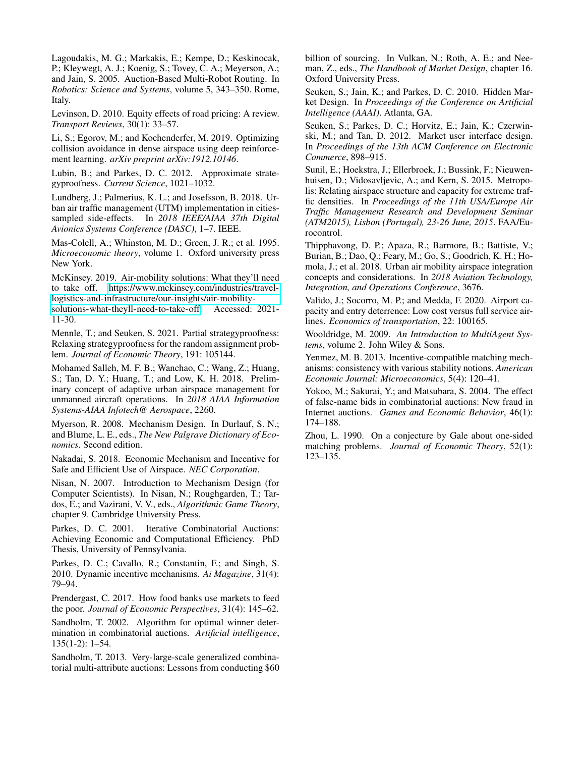Lagoudakis, M. G.; Markakis, E.; Kempe, D.; Keskinocak, P.; Kleywegt, A. J.; Koenig, S.; Tovey, C. A.; Meyerson, A.; and Jain, S. 2005. Auction-Based Multi-Robot Routing. In *Robotics: Science and Systems*, volume 5, 343–350. Rome, Italy.

Levinson, D. 2010. Equity effects of road pricing: A review. *Transport Reviews*, 30(1): 33–57.

Li, S.; Egorov, M.; and Kochenderfer, M. 2019. Optimizing collision avoidance in dense airspace using deep reinforcement learning. *arXiv preprint arXiv:1912.10146*.

Lubin, B.; and Parkes, D. C. 2012. Approximate strategyproofness. *Current Science*, 1021–1032.

Lundberg, J.; Palmerius, K. L.; and Josefsson, B. 2018. Urban air traffic management (UTM) implementation in cities-sampled side-effects. In *2018 IEEE/AIAA 37th Digital Avionics Systems Conference (DASC)*, 1–7. IEEE.

Mas-Colell, A.; Whinston, M. D.; Green, J. R.; et al. 1995. *Microeconomic theory*, volume 1. Oxford university press New York.

McKinsey. 2019. Air-mobility solutions: What they'll need to take off. https://www.mckinsey.com/industries/travel-logistics-and-infrastructure/our-insights/air-mobility-solutions-what-theyll-need-to-take-off. Accessed: 2021-11-30.

Mennle, T.; and Seuken, S. 2021. Partial strategyproofness: Relaxing strategyproofness for the random assignment problem. *Journal of Economic Theory*, 191: 105144.

Mohamed Salleh, M. F. B.; Wanchao, C.; Wang, Z.; Huang, S.; Tan, D. Y.; Huang, T.; and Low, K. H. 2018. Preliminary concept of adaptive urban airspace management for unmanned aircraft operations. In *2018 AIAA Information Systems-AIAA Infotech@ Aerospace*, 2260.

Myerson, R. 2008. Mechanism Design. In Durlauf, S. N.; and Blume, L. E., eds., *The New Palgrave Dictionary of Economics*. Second edition.

Nakadai, S. 2018. Economic Mechanism and Incentive for Safe and Efficient Use of Airspace. *NEC Corporation*.

Nisan, N. 2007. Introduction to Mechanism Design (for Computer Scientists). In Nisan, N.; Roughgarden, T.; Tardos, E.; and Vazirani, V. V., eds., *Algorithmic Game Theory*, chapter 9. Cambridge University Press.

Parkes, D. C. 2001. Iterative Combinatorial Auctions: Achieving Economic and Computational Efficiency. PhD Thesis, University of Pennsylvania.

Parkes, D. C.; Cavallo, R.; Constantin, F.; and Singh, S. 2010. Dynamic incentive mechanisms. *Ai Magazine*, 31(4): 79–94.

Prendergast, C. 2017. How food banks use markets to feed the poor. *Journal of Economic Perspectives*, 31(4): 145–62.

Sandholm, T. 2002. Algorithm for optimal winner determination in combinatorial auctions. *Artificial intelligence*, 135(1-2): 1–54.

Sandholm, T. 2013. Very-large-scale generalized combinatorial multi-attribute auctions: Lessons from conducting $60 billion of sourcing. In Vulkan, N.; Roth, A. E.; and Neeman, Z., eds., *The Handbook of Market Design*, chapter 16. Oxford University Press.

Seuken, S.; Jain, K.; and Parkes, D. C. 2010. Hidden Market Design. In *Proceedings of the Conference on Artificial Intelligence (AAAI)*. Atlanta, GA.

Seuken, S.; Parkes, D. C.; Horvitz, E.; Jain, K.; Czerwinski, M.; and Tan, D. 2012. Market user interface design. In *Proceedings of the 13th ACM Conference on Electronic Commerce*, 898–915.

Sunil, E.; Hoekstra, J.; Ellerbroek, J.; Bussink, F.; Nieuwenhuisen, D.; Vidosavljevic, A.; and Kern, S. 2015. Metropolis: Relating airspace structure and capacity for extreme traffic densities. In *Proceedings of the 11th USA/Europe Air Traffic Management Research and Development Seminar (ATM2015), Lisbon (Portugal), 23-26 June, 2015*. FAA/Eurocontrol.

Thipphavong, D. P.; Apaza, R.; Barmore, B.; Battiste, V.; Burian, B.; Dao, Q.; Feary, M.; Go, S.; Goodrich, K. H.; Homola, J.; et al. 2018. Urban air mobility airspace integration concepts and considerations. In *2018 Aviation Technology, Integration, and Operations Conference*, 3676.

Valido, J.; Socorro, M. P.; and Medda, F. 2020. Airport capacity and entry deterrence: Low cost versus full service airlines. *Economics of transportation*, 22: 100165.

Wooldridge, M. 2009. *An Introduction to MultiAgent Systems*, volume 2. John Wiley & Sons.

Yenmez, M. B. 2013. Incentive-compatible matching mechanisms: consistency with various stability notions. *American Economic Journal: Microeconomics*, 5(4): 120–41.

Yokoo, M.; Sakurai, Y.; and Matsubara, S. 2004. The effect of false-name bids in combinatorial auctions: New fraud in Internet auctions. *Games and Economic Behavior*, 46(1): 174–188.

Zhou, L. 1990. On a conjecture by Gale about one-sided matching problems. *Journal of Economic Theory*, 52(1): 123–135.